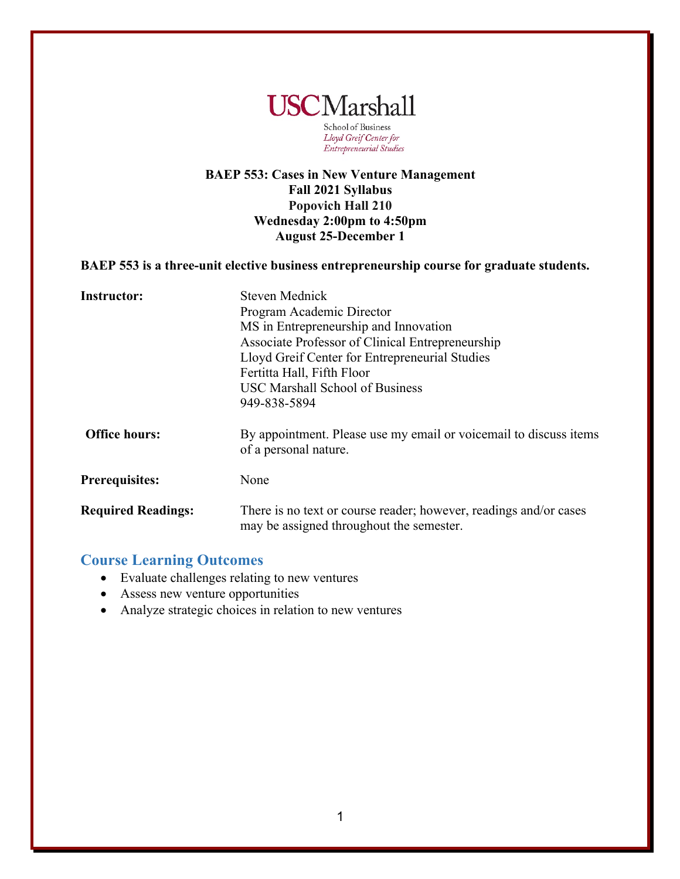USC Marshall

School of Business
*Lloyd Greif Center for Entrepreneurial Studies*

**BAEP 553: Cases in New Venture Management**
**Fall 2021 Syllabus**
**Popovich Hall 210**
**Wednesday 2:00pm to 4:50pm**
**August 25-December 1**

**BAEP 553 is a three-unit elective business entrepreneurship course for graduate students.**

| | |
|---|---|
| **Instructor:** | Steven Mednick<br>Program Academic Director<br>MS in Entrepreneurship and Innovation<br>Associate Professor of Clinical Entrepreneurship<br>Lloyd Greif Center for Entrepreneurial Studies<br>Fertitta Hall, Fifth Floor<br>USC Marshall School of Business<br>949-838-5894 |
| **Office hours:** | By appointment. Please use my email or voicemail to discuss items of a personal nature. |
| **Prerequisites:** | None |
| **Required Readings:** | There is no text or course reader; however, readings and/or cases may be assigned throughout the semester. |

## Course Learning Outcomes

- Evaluate challenges relating to new ventures
- Assess new venture opportunities
- Analyze strategic choices in relation to new ventures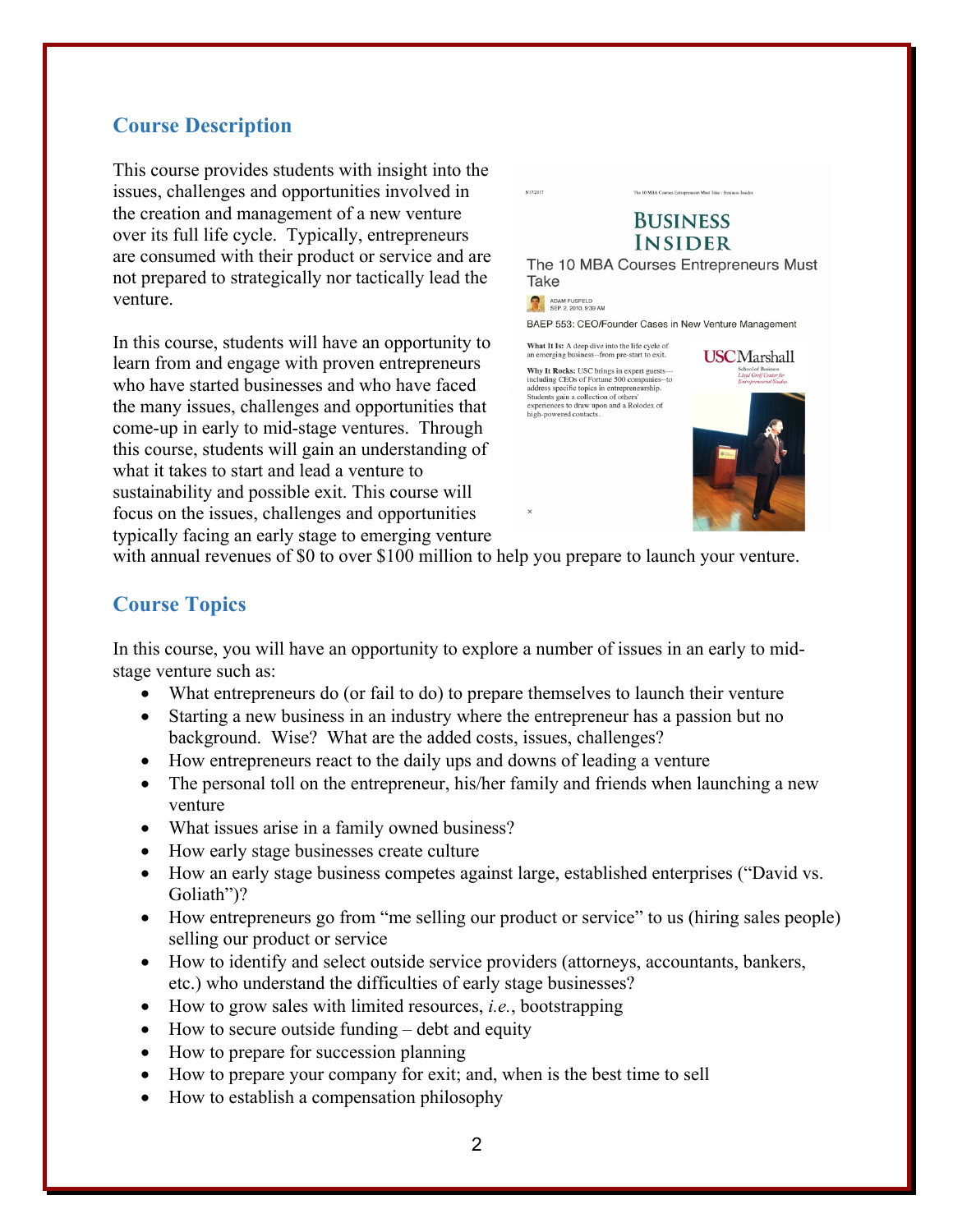## Course Description

This course provides students with insight into the issues, challenges and opportunities involved in the creation and management of a new venture over its full life cycle. Typically, entrepreneurs are consumed with their product or service and are not prepared to strategically nor tactically lead the venture.

In this course, students will have an opportunity to learn from and engage with proven entrepreneurs who have started businesses and who have faced the many issues, challenges and opportunities that come-up in early to mid-stage ventures. Through this course, students will gain an understanding of what it takes to start and lead a venture to sustainability and possible exit. This course will focus on the issues, challenges and opportunities typically facing an early stage to emerging venture with annual revenues of $0 to over $100 million to help you prepare to launch your venture.

## Course Topics

In this course, you will have an opportunity to explore a number of issues in an early to mid-stage venture such as:

- What entrepreneurs do (or fail to do) to prepare themselves to launch their venture
- Starting a new business in an industry where the entrepreneur has a passion but no background. Wise? What are the added costs, issues, challenges?
- How entrepreneurs react to the daily ups and downs of leading a venture
- The personal toll on the entrepreneur, his/her family and friends when launching a new venture
- What issues arise in a family owned business?
- How early stage businesses create culture
- How an early stage business competes against large, established enterprises ("David vs. Goliath")?
- How entrepreneurs go from "me selling our product or service" to us (hiring sales people) selling our product or service
- How to identify and select outside service providers (attorneys, accountants, bankers, etc.) who understand the difficulties of early stage businesses?
- How to grow sales with limited resources, *i.e.*, bootstrapping
- How to secure outside funding – debt and equity
- How to prepare for succession planning
- How to prepare your company for exit; and, when is the best time to sell
- How to establish a compensation philosophy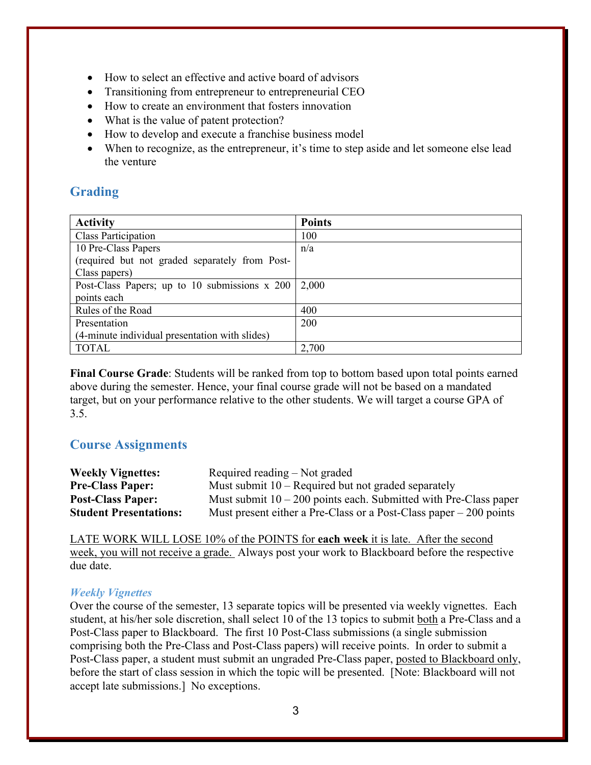- How to select an effective and active board of advisors
- Transitioning from entrepreneur to entrepreneurial CEO
- How to create an environment that fosters innovation
- What is the value of patent protection?
- How to develop and execute a franchise business model
- When to recognize, as the entrepreneur, it's time to step aside and let someone else lead the venture

## Grading

| Activity | Points |
|---|---|
| Class Participation | 100 |
| 10 Pre-Class Papers (required but not graded separately from Post-Class papers) | n/a |
| Post-Class Papers; up to 10 submissions x 200 points each | 2,000 |
| Rules of the Road | 400 |
| Presentation (4-minute individual presentation with slides) | 200 |
| TOTAL | 2,700 |

**Final Course Grade**: Students will be ranked from top to bottom based upon total points earned above during the semester. Hence, your final course grade will not be based on a mandated target, but on your performance relative to the other students. We will target a course GPA of 3.5.

## Course Assignments

**Weekly Vignettes:** Required reading – Not graded
**Pre-Class Paper:** Must submit 10 – Required but not graded separately
**Post-Class Paper:** Must submit 10 – 200 points each. Submitted with Pre-Class paper
**Student Presentations:** Must present either a Pre-Class or a Post-Class paper – 200 points

<u>LATE WORK WILL LOSE 10% of the POINTS for **each week** it is late. After the second week, you will not receive a grade.</u> Always post your work to Blackboard before the respective due date.

### *Weekly Vignettes*

Over the course of the semester, 13 separate topics will be presented via weekly vignettes. Each student, at his/her sole discretion, shall select 10 of the 13 topics to submit <u>both</u> a Pre-Class and a Post-Class paper to Blackboard. The first 10 Post-Class submissions (a single submission comprising both the Pre-Class and Post-Class papers) will receive points. In order to submit a Post-Class paper, a student must submit an ungraded Pre-Class paper, <u>posted to Blackboard only</u>, before the start of class session in which the topic will be presented. [Note: Blackboard will not accept late submissions.] No exceptions.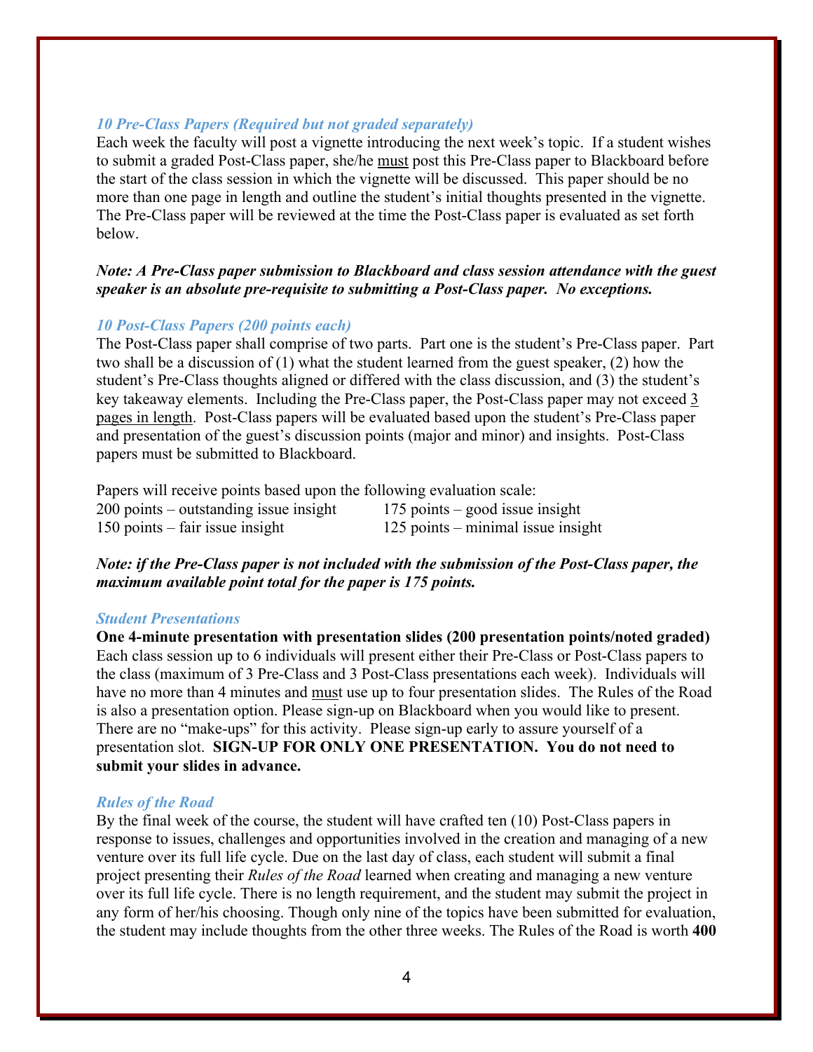### *10 Pre-Class Papers (Required but not graded separately)*

Each week the faculty will post a vignette introducing the next week's topic. If a student wishes to submit a graded Post-Class paper, she/he <u>must</u> post this Pre-Class paper to Blackboard before the start of the class session in which the vignette will be discussed. This paper should be no more than one page in length and outline the student's initial thoughts presented in the vignette. The Pre-Class paper will be reviewed at the time the Post-Class paper is evaluated as set forth below.

***Note: A Pre-Class paper submission to Blackboard and class session attendance with the guest speaker is an absolute pre-requisite to submitting a Post-Class paper. No exceptions.***

### *10 Post-Class Papers (200 points each)*

The Post-Class paper shall comprise of two parts. Part one is the student's Pre-Class paper. Part two shall be a discussion of (1) what the student learned from the guest speaker, (2) how the student's Pre-Class thoughts aligned or differed with the class discussion, and (3) the student's key takeaway elements. Including the Pre-Class paper, the Post-Class paper may not exceed <u>3 pages in length</u>. Post-Class papers will be evaluated based upon the student's Pre-Class paper and presentation of the guest's discussion points (major and minor) and insights. Post-Class papers must be submitted to Blackboard.

Papers will receive points based upon the following evaluation scale:

200 points – outstanding issue insight
175 points – good issue insight
150 points – fair issue insight
125 points – minimal issue insight

***Note: if the Pre-Class paper is not included with the submission of the Post-Class paper, the maximum available point total for the paper is 175 points.***

### *Student Presentations*

**One 4-minute presentation with presentation slides (200 presentation points/noted graded)**

Each class session up to 6 individuals will present either their Pre-Class or Post-Class papers to the class (maximum of 3 Pre-Class and 3 Post-Class presentations each week). Individuals will have no more than 4 minutes and <u>must</u> use up to four presentation slides. The Rules of the Road is also a presentation option. Please sign-up on Blackboard when you would like to present. There are no "make-ups" for this activity. Please sign-up early to assure yourself of a presentation slot. **SIGN-UP FOR ONLY ONE PRESENTATION. You do not need to submit your slides in advance.**

### *Rules of the Road*

By the final week of the course, the student will have crafted ten (10) Post-Class papers in response to issues, challenges and opportunities involved in the creation and managing of a new venture over its full life cycle. Due on the last day of class, each student will submit a final project presenting their *Rules of the Road* learned when creating and managing a new venture over its full life cycle. There is no length requirement, and the student may submit the project in any form of her/his choosing. Though only nine of the topics have been submitted for evaluation, the student may include thoughts from the other three weeks. The Rules of the Road is worth **400**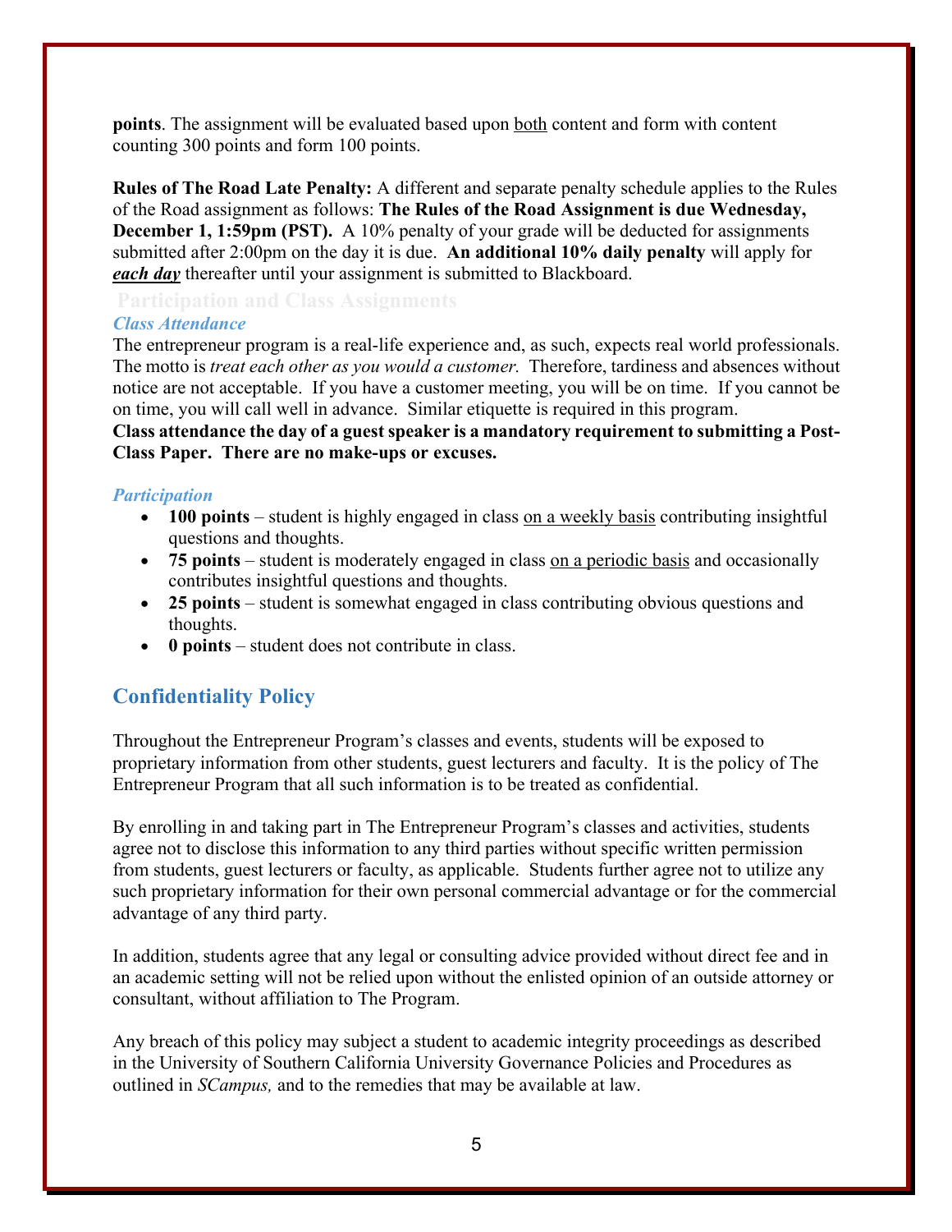**points**. The assignment will be evaluated based upon both content and form with content counting 300 points and form 100 points.

**Rules of The Road Late Penalty:** A different and separate penalty schedule applies to the Rules of the Road assignment as follows: **The Rules of the Road Assignment is due Wednesday, December 1, 1:59pm (PST).** A 10% penalty of your grade will be deducted for assignments submitted after 2:00pm on the day it is due. **An additional 10% daily penalty** will apply for ***each day*** thereafter until your assignment is submitted to Blackboard.

## Participation and Class Assignments

### *Class Attendance*

The entrepreneur program is a real-life experience and, as such, expects real world professionals. The motto is *treat each other as you would a customer.* Therefore, tardiness and absences without notice are not acceptable. If you have a customer meeting, you will be on time. If you cannot be on time, you will call well in advance. Similar etiquette is required in this program.
**Class attendance the day of a guest speaker is a mandatory requirement to submitting a Post-Class Paper. There are no make-ups or excuses.**

### *Participation*

- **100 points** – student is highly engaged in class on a weekly basis contributing insightful questions and thoughts.
- **75 points** – student is moderately engaged in class on a periodic basis and occasionally contributes insightful questions and thoughts.
- **25 points** – student is somewhat engaged in class contributing obvious questions and thoughts.
- **0 points** – student does not contribute in class.

## Confidentiality Policy

Throughout the Entrepreneur Program's classes and events, students will be exposed to proprietary information from other students, guest lecturers and faculty. It is the policy of The Entrepreneur Program that all such information is to be treated as confidential.

By enrolling in and taking part in The Entrepreneur Program's classes and activities, students agree not to disclose this information to any third parties without specific written permission from students, guest lecturers or faculty, as applicable. Students further agree not to utilize any such proprietary information for their own personal commercial advantage or for the commercial advantage of any third party.

In addition, students agree that any legal or consulting advice provided without direct fee and in an academic setting will not be relied upon without the enlisted opinion of an outside attorney or consultant, without affiliation to The Program.

Any breach of this policy may subject a student to academic integrity proceedings as described in the University of Southern California University Governance Policies and Procedures as outlined in *SCampus,* and to the remedies that may be available at law.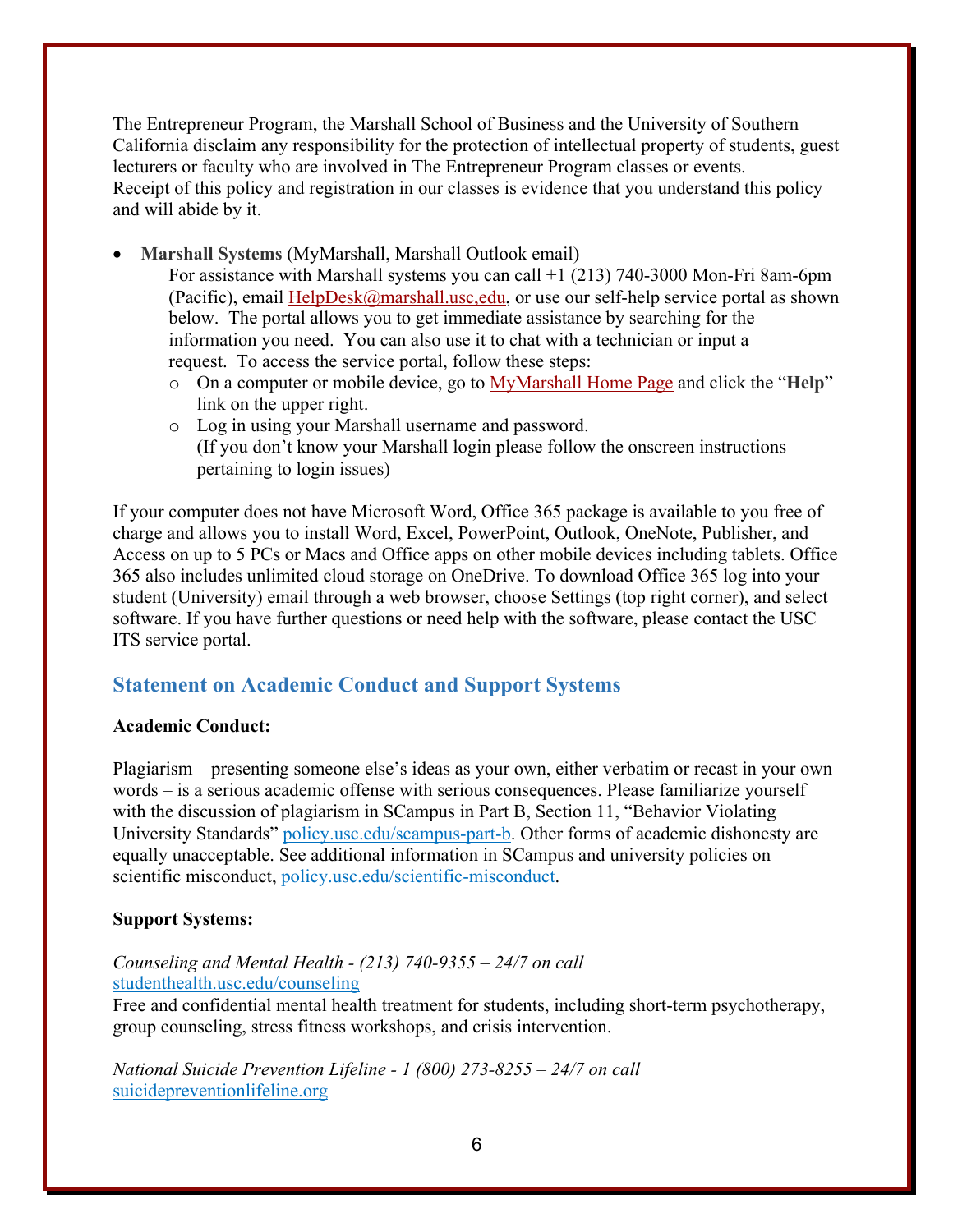The Entrepreneur Program, the Marshall School of Business and the University of Southern California disclaim any responsibility for the protection of intellectual property of students, guest lecturers or faculty who are involved in The Entrepreneur Program classes or events.
Receipt of this policy and registration in our classes is evidence that you understand this policy and will abide by it.

- **Marshall Systems** (MyMarshall, Marshall Outlook email)
  For assistance with Marshall systems you can call +1 (213) 740-3000 Mon-Fri 8am-6pm (Pacific), email HelpDesk@marshall.usc,edu, or use our self-help service portal as shown below. The portal allows you to get immediate assistance by searching for the information you need. You can also use it to chat with a technician or input a request. To access the service portal, follow these steps:
  - On a computer or mobile device, go to MyMarshall Home Page and click the "**Help**" link on the upper right.
  - Log in using your Marshall username and password.
    (If you don't know your Marshall login please follow the onscreen instructions pertaining to login issues)

If your computer does not have Microsoft Word, Office 365 package is available to you free of charge and allows you to install Word, Excel, PowerPoint, Outlook, OneNote, Publisher, and Access on up to 5 PCs or Macs and Office apps on other mobile devices including tablets. Office 365 also includes unlimited cloud storage on OneDrive. To download Office 365 log into your student (University) email through a web browser, choose Settings (top right corner), and select software. If you have further questions or need help with the software, please contact the USC ITS service portal.

## Statement on Academic Conduct and Support Systems

**Academic Conduct:**

Plagiarism – presenting someone else's ideas as your own, either verbatim or recast in your own words – is a serious academic offense with serious consequences. Please familiarize yourself with the discussion of plagiarism in SCampus in Part B, Section 11, "Behavior Violating University Standards" policy.usc.edu/scampus-part-b. Other forms of academic dishonesty are equally unacceptable. See additional information in SCampus and university policies on scientific misconduct, policy.usc.edu/scientific-misconduct.

**Support Systems:**

*Counseling and Mental Health - (213) 740-9355 – 24/7 on call*
studenthealth.usc.edu/counseling
Free and confidential mental health treatment for students, including short-term psychotherapy, group counseling, stress fitness workshops, and crisis intervention.

*National Suicide Prevention Lifeline - 1 (800) 273-8255 – 24/7 on call*
suicidepreventionlifeline.org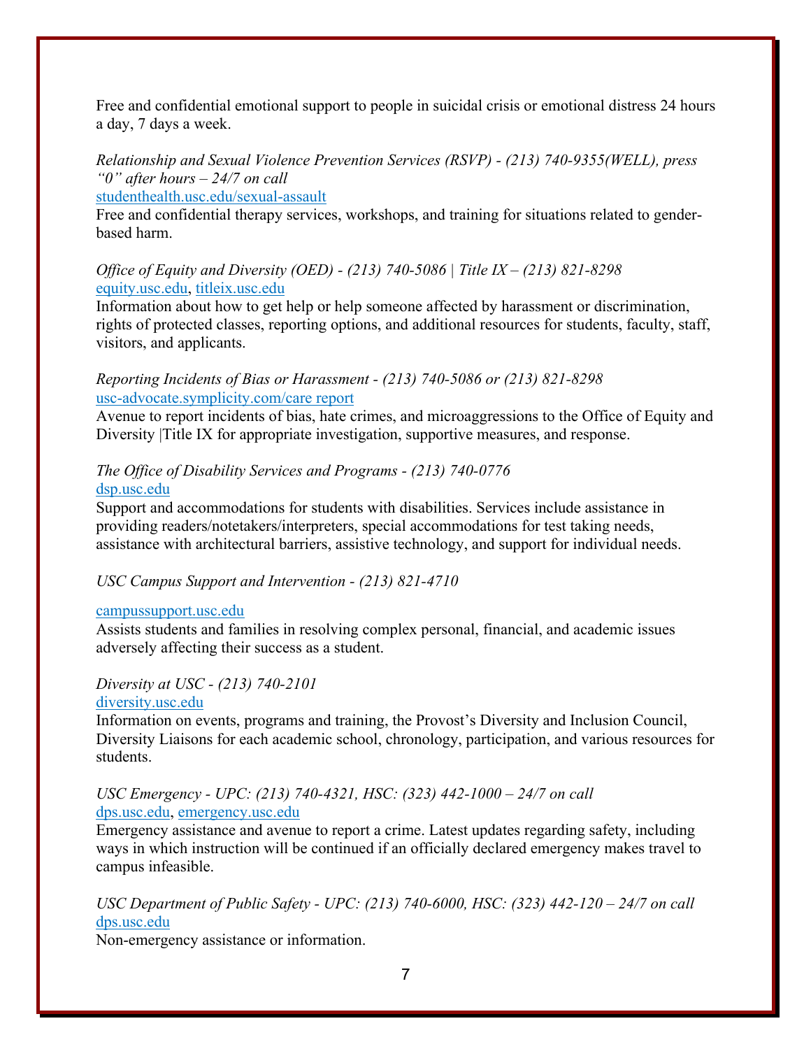Free and confidential emotional support to people in suicidal crisis or emotional distress 24 hours a day, 7 days a week.

*Relationship and Sexual Violence Prevention Services (RSVP) - (213) 740-9355(WELL), press "0" after hours – 24/7 on call*
studenthealth.usc.edu/sexual-assault
Free and confidential therapy services, workshops, and training for situations related to gender-based harm.

*Office of Equity and Diversity (OED) - (213) 740-5086 | Title IX – (213) 821-8298*
equity.usc.edu, titleix.usc.edu
Information about how to get help or help someone affected by harassment or discrimination, rights of protected classes, reporting options, and additional resources for students, faculty, staff, visitors, and applicants.

*Reporting Incidents of Bias or Harassment - (213) 740-5086 or (213) 821-8298*
usc-advocate.symplicity.com/care report
Avenue to report incidents of bias, hate crimes, and microaggressions to the Office of Equity and Diversity |Title IX for appropriate investigation, supportive measures, and response.

*The Office of Disability Services and Programs - (213) 740-0776*
dsp.usc.edu
Support and accommodations for students with disabilities. Services include assistance in providing readers/notetakers/interpreters, special accommodations for test taking needs, assistance with architectural barriers, assistive technology, and support for individual needs.

*USC Campus Support and Intervention - (213) 821-4710*

campussupport.usc.edu
Assists students and families in resolving complex personal, financial, and academic issues adversely affecting their success as a student.

*Diversity at USC - (213) 740-2101*
diversity.usc.edu
Information on events, programs and training, the Provost's Diversity and Inclusion Council, Diversity Liaisons for each academic school, chronology, participation, and various resources for students.

*USC Emergency - UPC: (213) 740-4321, HSC: (323) 442-1000 – 24/7 on call*
dps.usc.edu, emergency.usc.edu
Emergency assistance and avenue to report a crime. Latest updates regarding safety, including ways in which instruction will be continued if an officially declared emergency makes travel to campus infeasible.

*USC Department of Public Safety - UPC: (213) 740-6000, HSC: (323) 442-120 – 24/7 on call*
dps.usc.edu
Non-emergency assistance or information.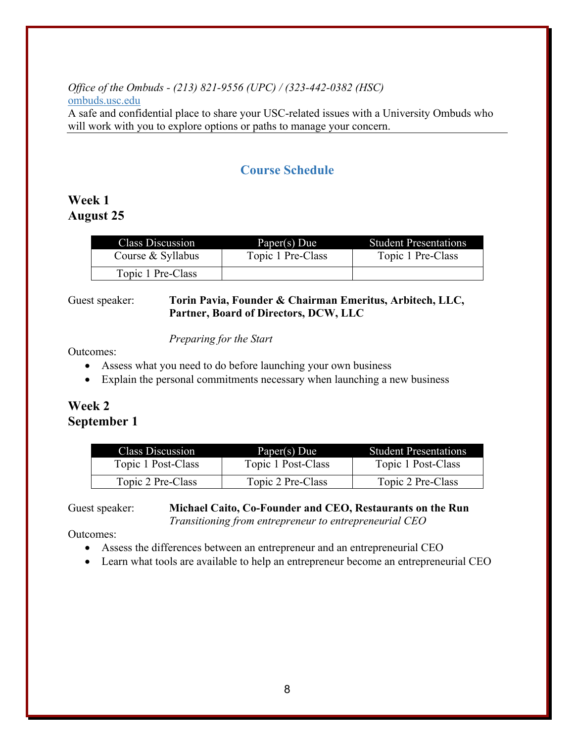*Office of the Ombuds - (213) 821-9556 (UPC) / (323-442-0382 (HSC)*
[ombuds.usc.edu](ombuds.usc.edu)
A safe and confidential place to share your USC-related issues with a University Ombuds who will work with you to explore options or paths to manage your concern.

---

## Course Schedule

### Week 1
### August 25

| Class Discussion | Paper(s) Due | Student Presentations |
|---|---|---|
| Course & Syllabus | Topic 1 Pre-Class | Topic 1 Pre-Class |
| Topic 1 Pre-Class | | |

Guest speaker: **Torin Pavia, Founder & Chairman Emeritus, Arbitech, LLC, Partner, Board of Directors, DCW, LLC**

*Preparing for the Start*

Outcomes:

- Assess what you need to do before launching your own business
- Explain the personal commitments necessary when launching a new business

### Week 2
### September 1

| Class Discussion | Paper(s) Due | Student Presentations |
|---|---|---|
| Topic 1 Post-Class | Topic 1 Post-Class | Topic 1 Post-Class |
| Topic 2 Pre-Class | Topic 2 Pre-Class | Topic 2 Pre-Class |

Guest speaker: **Michael Caito, Co-Founder and CEO, Restaurants on the Run**
*Transitioning from entrepreneur to entrepreneurial CEO*

Outcomes:

- Assess the differences between an entrepreneur and an entrepreneurial CEO
- Learn what tools are available to help an entrepreneur become an entrepreneurial CEO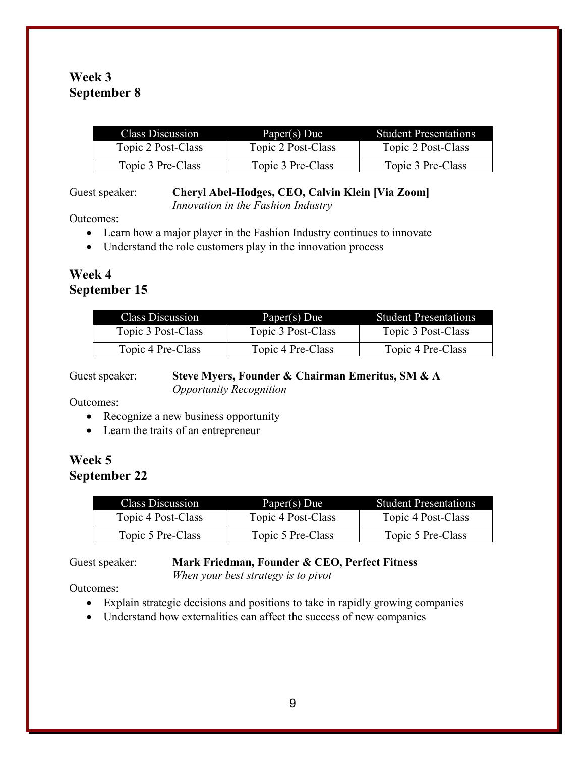## Week 3
## September 8

| Class Discussion | Paper(s) Due | Student Presentations |
|---|---|---|
| Topic 2 Post-Class | Topic 2 Post-Class | Topic 2 Post-Class |
| Topic 3 Pre-Class | Topic 3 Pre-Class | Topic 3 Pre-Class |

Guest speaker: **Cheryl Abel-Hodges, CEO, Calvin Klein [Via Zoom]**
*Innovation in the Fashion Industry*

Outcomes:

- Learn how a major player in the Fashion Industry continues to innovate
- Understand the role customers play in the innovation process

## Week 4
## September 15

| Class Discussion | Paper(s) Due | Student Presentations |
|---|---|---|
| Topic 3 Post-Class | Topic 3 Post-Class | Topic 3 Post-Class |
| Topic 4 Pre-Class | Topic 4 Pre-Class | Topic 4 Pre-Class |

Guest speaker: **Steve Myers, Founder & Chairman Emeritus, SM & A**
*Opportunity Recognition*

Outcomes:

- Recognize a new business opportunity
- Learn the traits of an entrepreneur

## Week 5
## September 22

| Class Discussion | Paper(s) Due | Student Presentations |
|---|---|---|
| Topic 4 Post-Class | Topic 4 Post-Class | Topic 4 Post-Class |
| Topic 5 Pre-Class | Topic 5 Pre-Class | Topic 5 Pre-Class |

Guest speaker: **Mark Friedman, Founder & CEO, Perfect Fitness**
*When your best strategy is to pivot*

Outcomes:

- Explain strategic decisions and positions to take in rapidly growing companies
- Understand how externalities can affect the success of new companies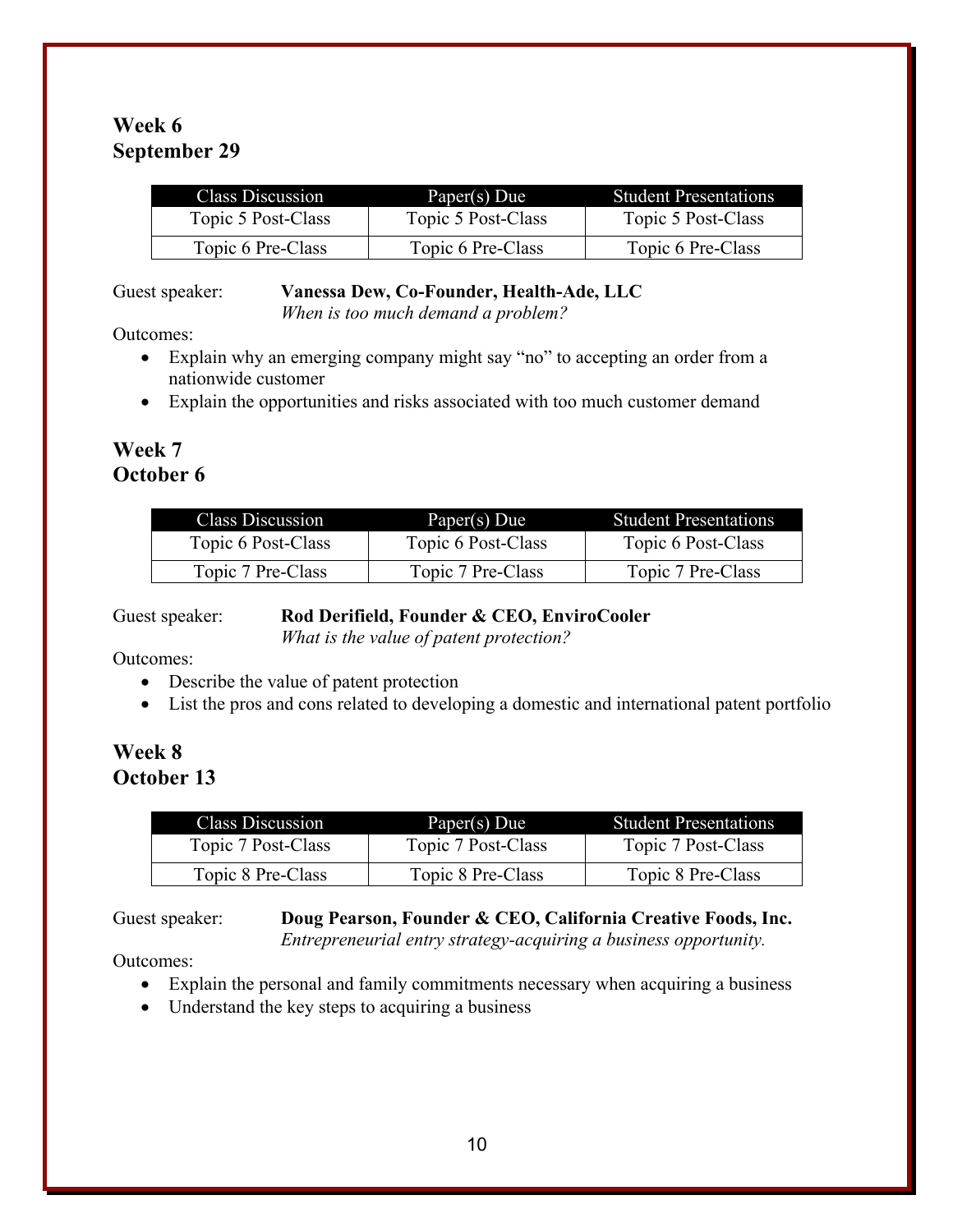**Week 6**
**September 29**

| Class Discussion | Paper(s) Due | Student Presentations |
|---|---|---|
| Topic 5 Post-Class | Topic 5 Post-Class | Topic 5 Post-Class |
| Topic 6 Pre-Class | Topic 6 Pre-Class | Topic 6 Pre-Class |

Guest speaker: **Vanessa Dew, Co-Founder, Health-Ade, LLC**
*When is too much demand a problem?*

Outcomes:

- Explain why an emerging company might say "no" to accepting an order from a nationwide customer
- Explain the opportunities and risks associated with too much customer demand

**Week 7**
**October 6**

| Class Discussion | Paper(s) Due | Student Presentations |
|---|---|---|
| Topic 6 Post-Class | Topic 6 Post-Class | Topic 6 Post-Class |
| Topic 7 Pre-Class | Topic 7 Pre-Class | Topic 7 Pre-Class |

Guest speaker: **Rod Derifield, Founder & CEO, EnviroCooler**
*What is the value of patent protection?*

Outcomes:

- Describe the value of patent protection
- List the pros and cons related to developing a domestic and international patent portfolio

**Week 8**
**October 13**

| Class Discussion | Paper(s) Due | Student Presentations |
|---|---|---|
| Topic 7 Post-Class | Topic 7 Post-Class | Topic 7 Post-Class |
| Topic 8 Pre-Class | Topic 8 Pre-Class | Topic 8 Pre-Class |

Guest speaker: **Doug Pearson, Founder & CEO, California Creative Foods, Inc.**
*Entrepreneurial entry strategy-acquiring a business opportunity.*

Outcomes:

- Explain the personal and family commitments necessary when acquiring a business
- Understand the key steps to acquiring a business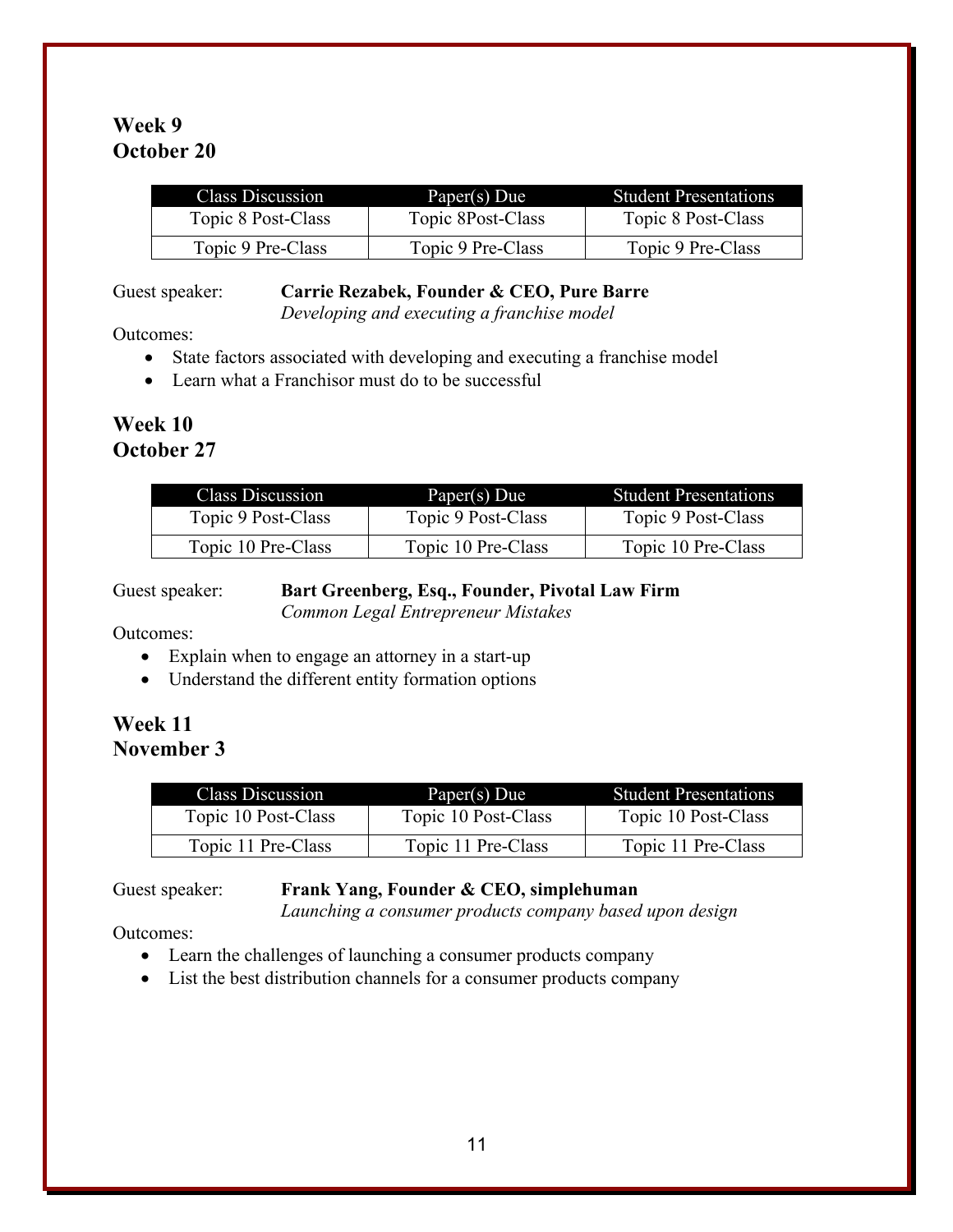## Week 9
## October 20

| Class Discussion | Paper(s) Due | Student Presentations |
| --- | --- | --- |
| Topic 8 Post-Class | Topic 8Post-Class | Topic 8 Post-Class |
| Topic 9 Pre-Class | Topic 9 Pre-Class | Topic 9 Pre-Class |

Guest speaker: **Carrie Rezabek, Founder & CEO, Pure Barre**
*Developing and executing a franchise model*

Outcomes:

- State factors associated with developing and executing a franchise model
- Learn what a Franchisor must do to be successful

## Week 10
## October 27

| Class Discussion | Paper(s) Due | Student Presentations |
| --- | --- | --- |
| Topic 9 Post-Class | Topic 9 Post-Class | Topic 9 Post-Class |
| Topic 10 Pre-Class | Topic 10 Pre-Class | Topic 10 Pre-Class |

Guest speaker: **Bart Greenberg, Esq., Founder, Pivotal Law Firm**
*Common Legal Entrepreneur Mistakes*

Outcomes:

- Explain when to engage an attorney in a start-up
- Understand the different entity formation options

## Week 11
## November 3

| Class Discussion | Paper(s) Due | Student Presentations |
| --- | --- | --- |
| Topic 10 Post-Class | Topic 10 Post-Class | Topic 10 Post-Class |
| Topic 11 Pre-Class | Topic 11 Pre-Class | Topic 11 Pre-Class |

Guest speaker: **Frank Yang, Founder & CEO, simplehuman**
*Launching a consumer products company based upon design*

Outcomes:

- Learn the challenges of launching a consumer products company
- List the best distribution channels for a consumer products company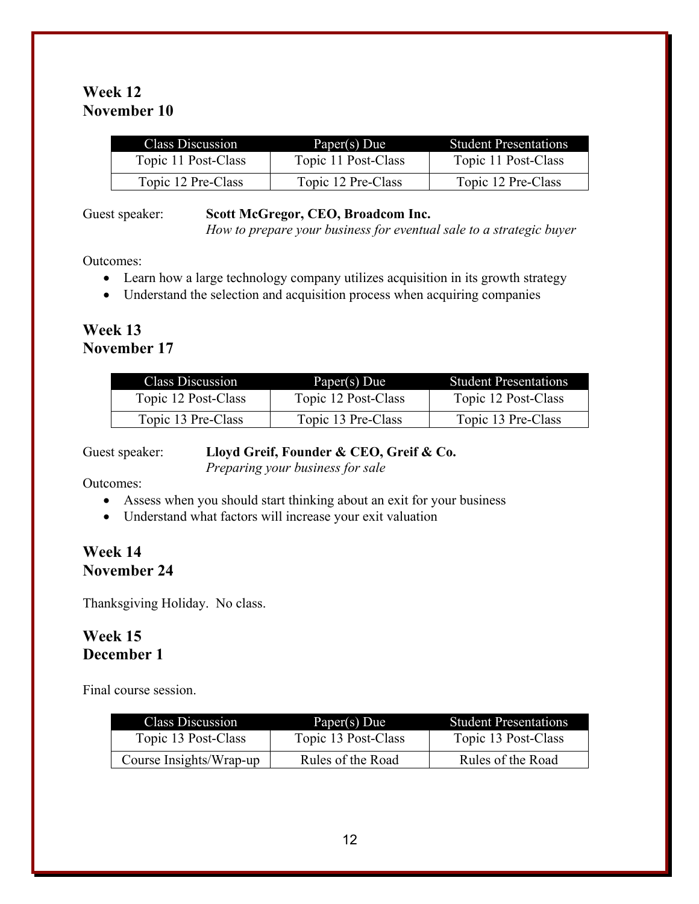## Week 12
## November 10

| Class Discussion | Paper(s) Due | Student Presentations |
|---|---|---|
| Topic 11 Post-Class | Topic 11 Post-Class | Topic 11 Post-Class |
| Topic 12 Pre-Class | Topic 12 Pre-Class | Topic 12 Pre-Class |

Guest speaker: **Scott McGregor, CEO, Broadcom Inc.**
*How to prepare your business for eventual sale to a strategic buyer*

Outcomes:

- Learn how a large technology company utilizes acquisition in its growth strategy
- Understand the selection and acquisition process when acquiring companies

## Week 13
## November 17

| Class Discussion | Paper(s) Due | Student Presentations |
|---|---|---|
| Topic 12 Post-Class | Topic 12 Post-Class | Topic 12 Post-Class |
| Topic 13 Pre-Class | Topic 13 Pre-Class | Topic 13 Pre-Class |

Guest speaker: **Lloyd Greif, Founder & CEO, Greif & Co.**
*Preparing your business for sale*

Outcomes:

- Assess when you should start thinking about an exit for your business
- Understand what factors will increase your exit valuation

## Week 14
## November 24

Thanksgiving Holiday. No class.

## Week 15
## December 1

Final course session.

| Class Discussion | Paper(s) Due | Student Presentations |
|---|---|---|
| Topic 13 Post-Class | Topic 13 Post-Class | Topic 13 Post-Class |
| Course Insights/Wrap-up | Rules of the Road | Rules of the Road |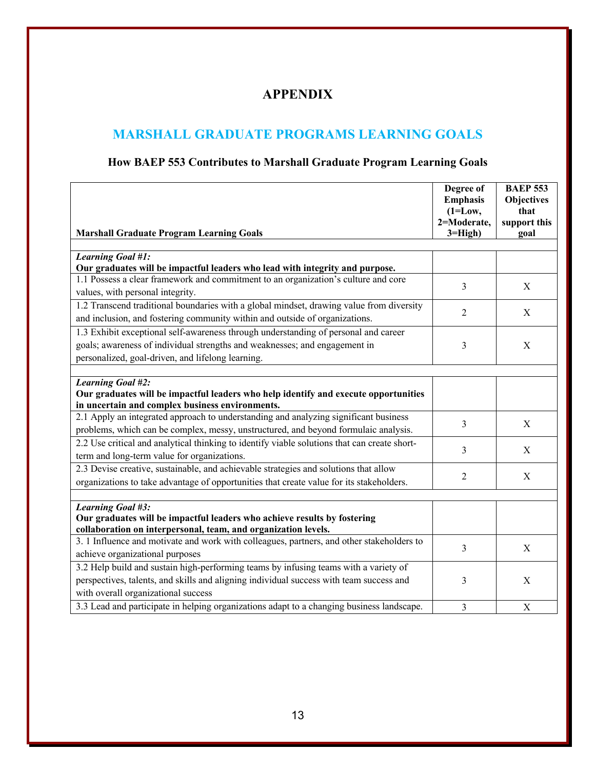# APPENDIX

## MARSHALL GRADUATE PROGRAMS LEARNING GOALS

### How BAEP 553 Contributes to Marshall Graduate Program Learning Goals

| **Marshall Graduate Program Learning Goals** | **Degree of Emphasis (1=Low, 2=Moderate, 3=High)** | **BAEP 553 Objectives that support this goal** |
|---|---|---|
| | | |
| ***Learning Goal #1:*** **Our graduates will be impactful leaders who lead with integrity and purpose.** | | |
| 1.1 Possess a clear framework and commitment to an organization's culture and core values, with personal integrity. | 3 | X |
| 1.2 Transcend traditional boundaries with a global mindset, drawing value from diversity and inclusion, and fostering community within and outside of organizations. | 2 | X |
| 1.3 Exhibit exceptional self-awareness through understanding of personal and career goals; awareness of individual strengths and weaknesses; and engagement in personalized, goal-driven, and lifelong learning. | 3 | X |
| | | |
| ***Learning Goal #2:*** **Our graduates will be impactful leaders who help identify and execute opportunities in uncertain and complex business environments.** | | |
| 2.1 Apply an integrated approach to understanding and analyzing significant business problems, which can be complex, messy, unstructured, and beyond formulaic analysis. | 3 | X |
| 2.2 Use critical and analytical thinking to identify viable solutions that can create short-term and long-term value for organizations. | 3 | X |
| 2.3 Devise creative, sustainable, and achievable strategies and solutions that allow organizations to take advantage of opportunities that create value for its stakeholders. | 2 | X |
| | | |
| ***Learning Goal #3:*** **Our graduates will be impactful leaders who achieve results by fostering collaboration on interpersonal, team, and organization levels.** | | |
| 3. 1 Influence and motivate and work with colleagues, partners, and other stakeholders to achieve organizational purposes | 3 | X |
| 3.2 Help build and sustain high-performing teams by infusing teams with a variety of perspectives, talents, and skills and aligning individual success with team success and with overall organizational success | 3 | X |
| 3.3 Lead and participate in helping organizations adapt to a changing business landscape. | 3 | X |